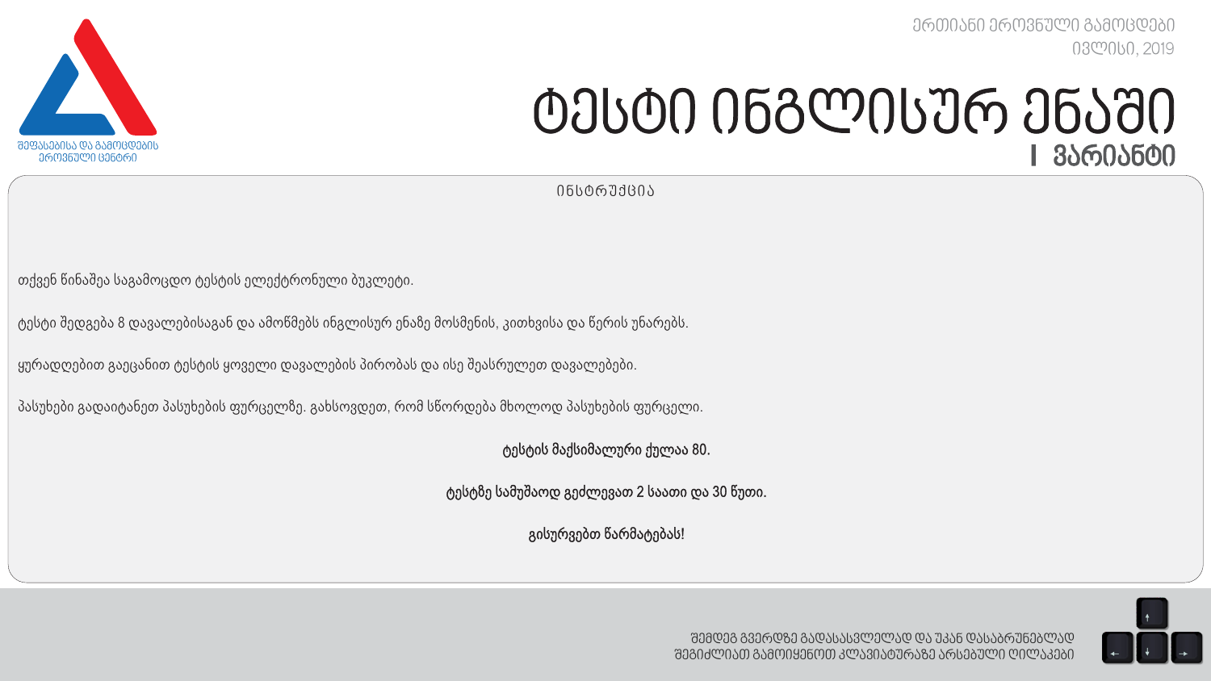შეფასებისა და გამოცდების ეროვნული ცენტრი

ერთიანი ეროვნული გამოცდები
ივლისი, 2019

# ტესტი ინგლისურ ენაში

## I ვარიანტი

ინსტრუქცია

თქვენ წინაშეა საგამოცდო ტესტის ელექტრონული ბუკლეტი.

ტესტი შედგება 8 დავალებისაგან და ამოწმებს ინგლისურ ენაზე მოსმენის, კითხვისა და წერის უნარებს.

ყურადღებით გაეცანით ტესტის ყოველი დავალების პირობას და ისე შეასრულეთ დავალებები.

პასუხები გადაიტანეთ პასუხების ფურცელზე. გახსოვდეთ, რომ სწორდება მხოლოდ პასუხების ფურცელი.

**ტესტის მაქსიმალური ქულაა 80.**

**ტესტზე სამუშაოდ გეძლევათ 2 საათი და 30 წუთი.**

**გისურვებთ წარმატებას!**

შემდეგ გვერდზე გადასასვლელად და უკან დასაბრუნებლად შეგიძლიათ გამოიყენოთ კლავიატურაზე არსებული ღილაკები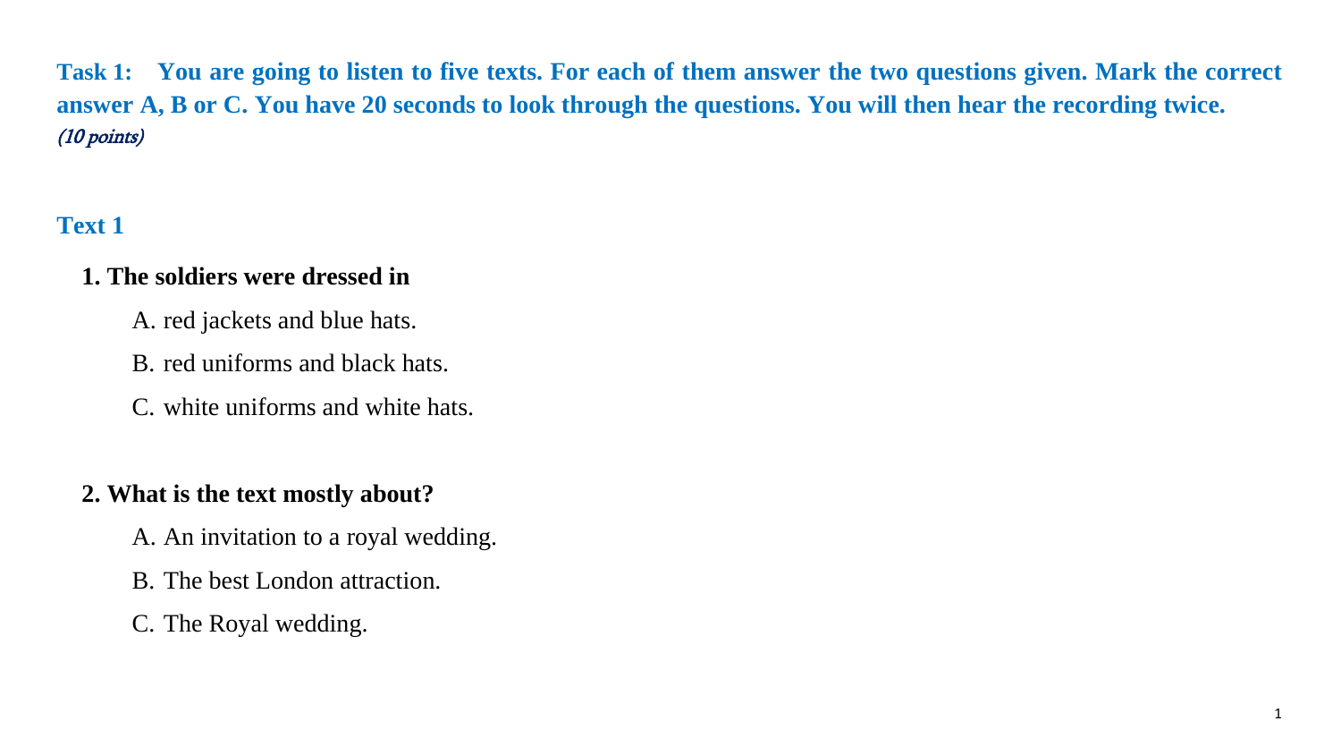**Task 1: You are going to listen to five texts. For each of them answer the two questions given. Mark the correct answer A, B or C. You have 20 seconds to look through the questions. You will then hear the recording twice.** *(10 points)*

## Text 1

**1. The soldiers were dressed in**

A. red jackets and blue hats.

B. red uniforms and black hats.

C. white uniforms and white hats.

**2. What is the text mostly about?**

A. An invitation to a royal wedding.

B. The best London attraction.

C. The Royal wedding.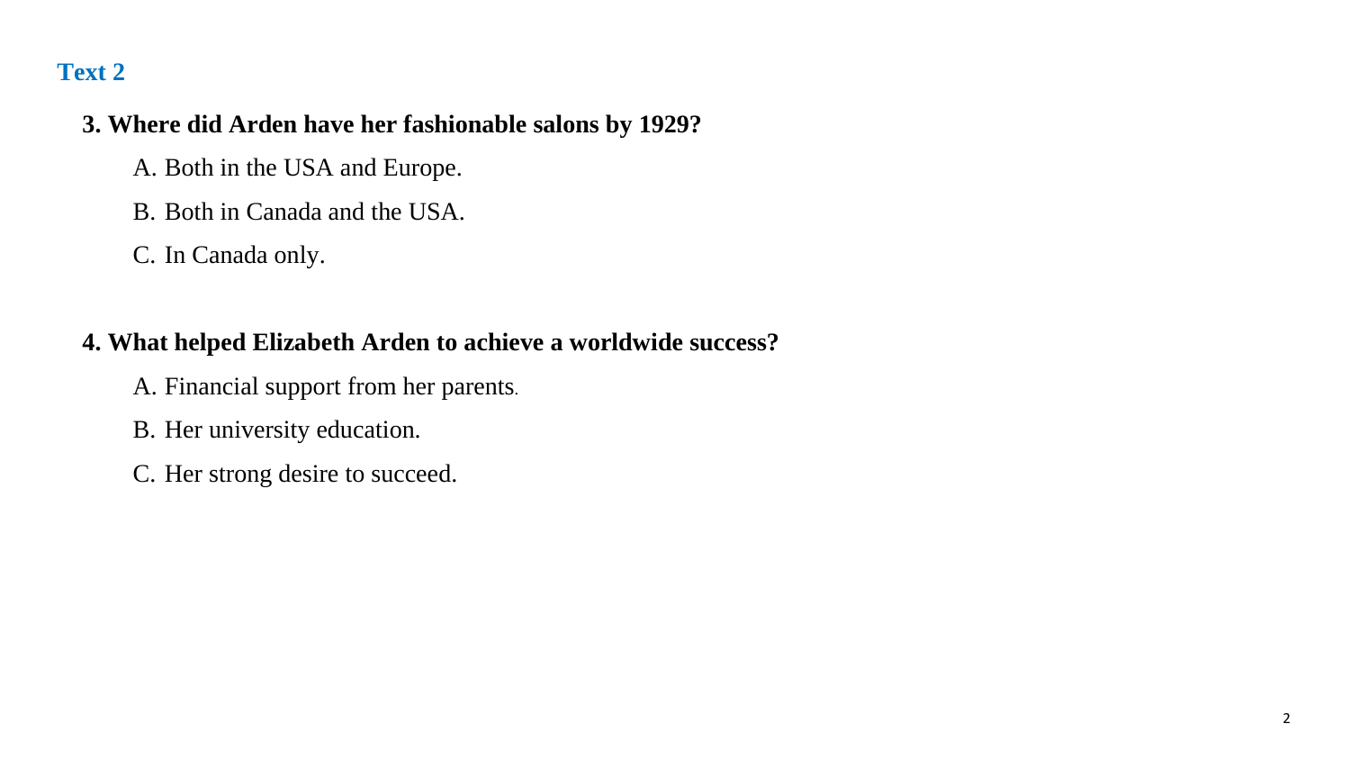## Text 2

**3. Where did Arden have her fashionable salons by 1929?**

A. Both in the USA and Europe.

B. Both in Canada and the USA.

C. In Canada only.

**4. What helped Elizabeth Arden to achieve a worldwide success?**

A. Financial support from her parents.

B. Her university education.

C. Her strong desire to succeed.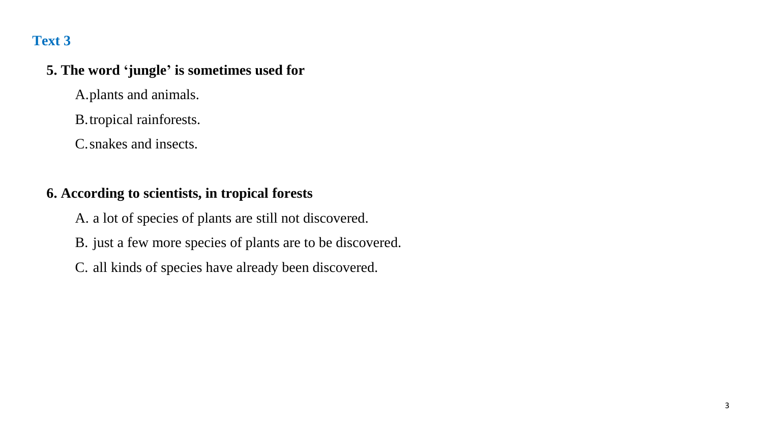## Text 3

**5. The word 'jungle' is sometimes used for**

A. plants and animals.

B. tropical rainforests.

C. snakes and insects.

**6. According to scientists, in tropical forests**

A. a lot of species of plants are still not discovered.

B. just a few more species of plants are to be discovered.

C. all kinds of species have already been discovered.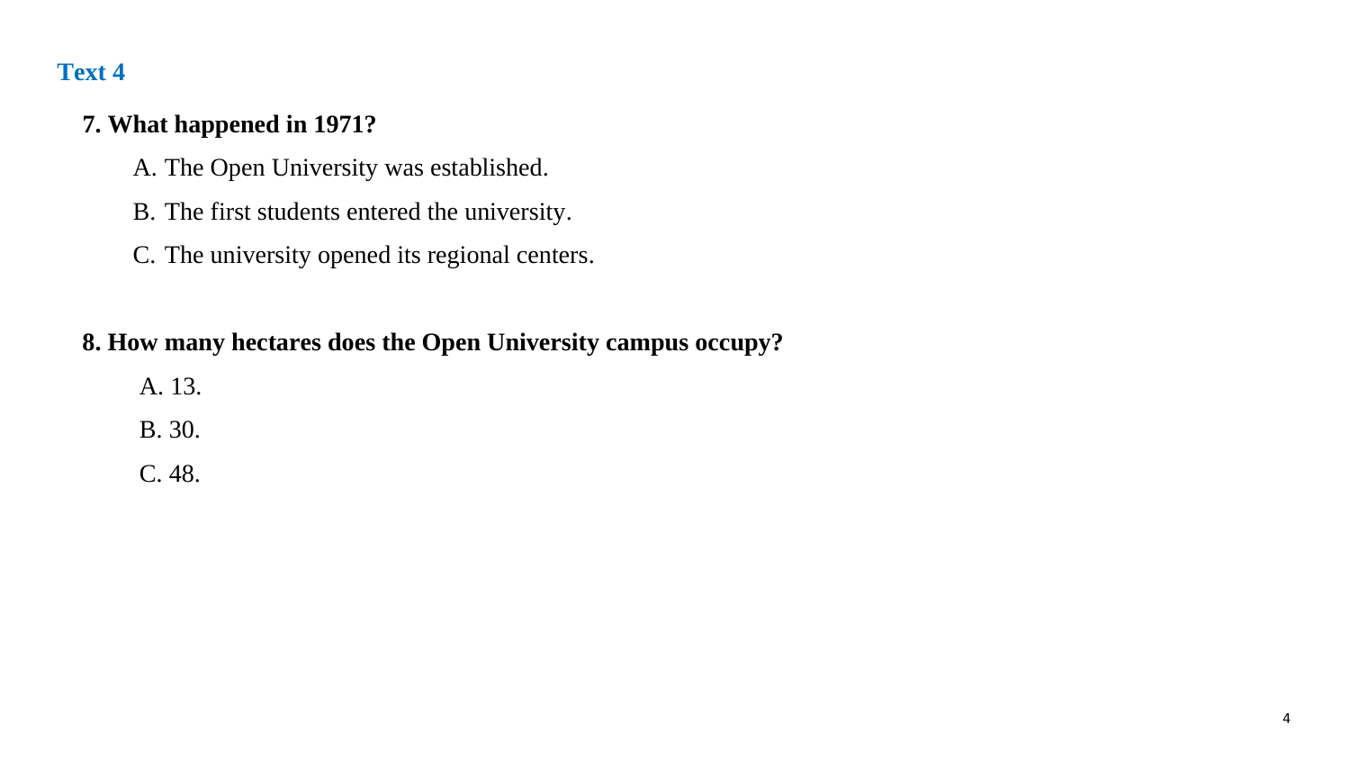## Text 4

**7. What happened in 1971?**

A. The Open University was established.

B. The first students entered the university.

C. The university opened its regional centers.

**8. How many hectares does the Open University campus occupy?**

A. 13.

B. 30.

C. 48.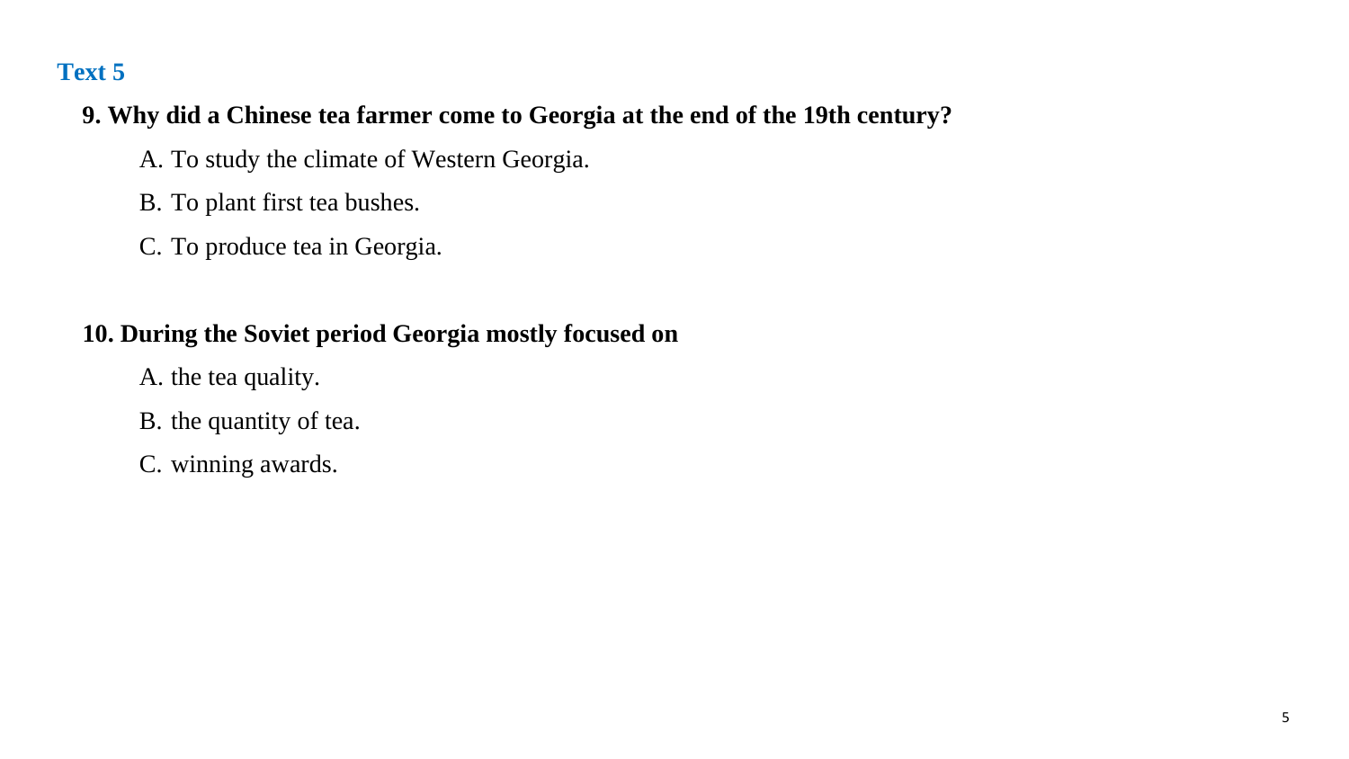## Text 5

**9. Why did a Chinese tea farmer come to Georgia at the end of the 19th century?**

A. To study the climate of Western Georgia.

B. To plant first tea bushes.

C. To produce tea in Georgia.

**10. During the Soviet period Georgia mostly focused on**

A. the tea quality.

B. the quantity of tea.

C. winning awards.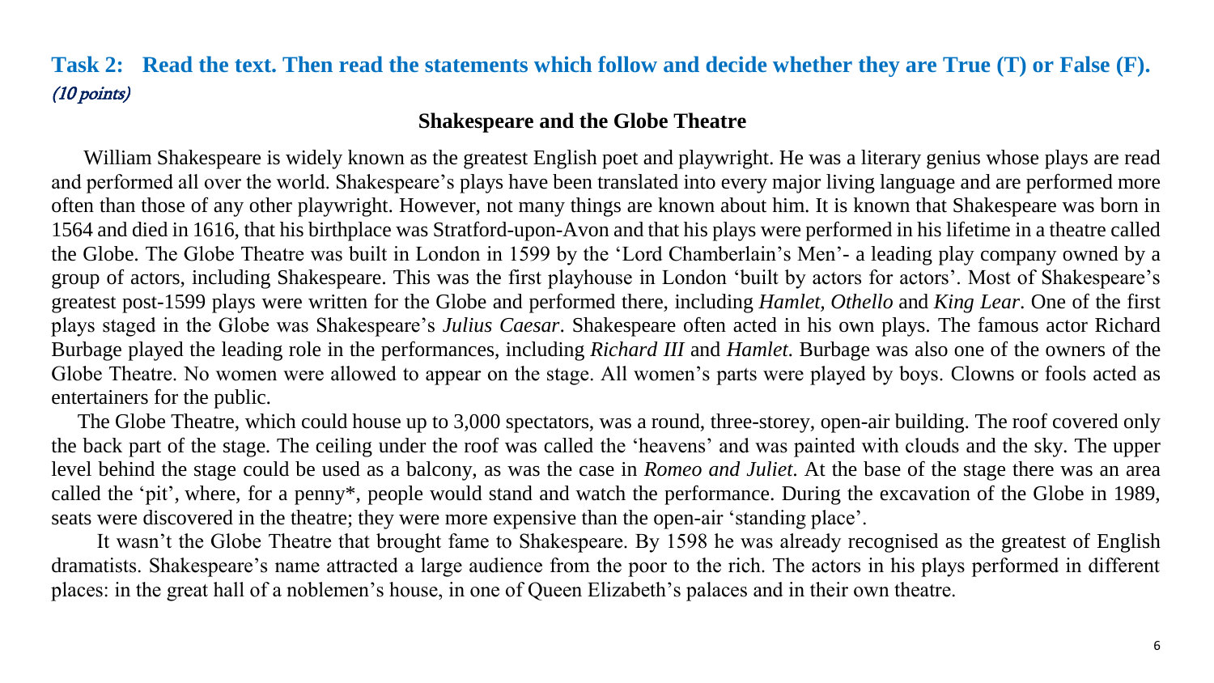## Task 2: Read the text. Then read the statements which follow and decide whether they are True (T) or False (F).

*(10 points)*

### Shakespeare and the Globe Theatre

William Shakespeare is widely known as the greatest English poet and playwright. He was a literary genius whose plays are read and performed all over the world. Shakespeare's plays have been translated into every major living language and are performed more often than those of any other playwright. However, not many things are known about him. It is known that Shakespeare was born in 1564 and died in 1616, that his birthplace was Stratford-upon-Avon and that his plays were performed in his lifetime in a theatre called the Globe. The Globe Theatre was built in London in 1599 by the 'Lord Chamberlain's Men'- a leading play company owned by a group of actors, including Shakespeare. This was the first playhouse in London 'built by actors for actors'. Most of Shakespeare's greatest post-1599 plays were written for the Globe and performed there, including *Hamlet, Othello* and *King Lear*. One of the first plays staged in the Globe was Shakespeare's *Julius Caesar*. Shakespeare often acted in his own plays. The famous actor Richard Burbage played the leading role in the performances, including *Richard III* and *Hamlet*. Burbage was also one of the owners of the Globe Theatre. No women were allowed to appear on the stage. All women's parts were played by boys. Clowns or fools acted as entertainers for the public.

The Globe Theatre, which could house up to 3,000 spectators, was a round, three-storey, open-air building. The roof covered only the back part of the stage. The ceiling under the roof was called the 'heavens' and was painted with clouds and the sky. The upper level behind the stage could be used as a balcony, as was the case in *Romeo and Juliet*. At the base of the stage there was an area called the 'pit', where, for a penny*, people would stand and watch the performance. During the excavation of the Globe in 1989, seats were discovered in the theatre; they were more expensive than the open-air 'standing place'.

It wasn't the Globe Theatre that brought fame to Shakespeare. By 1598 he was already recognised as the greatest of English dramatists. Shakespeare's name attracted a large audience from the poor to the rich. The actors in his plays performed in different places: in the great hall of a noblemen's house, in one of Queen Elizabeth's palaces and in their own theatre.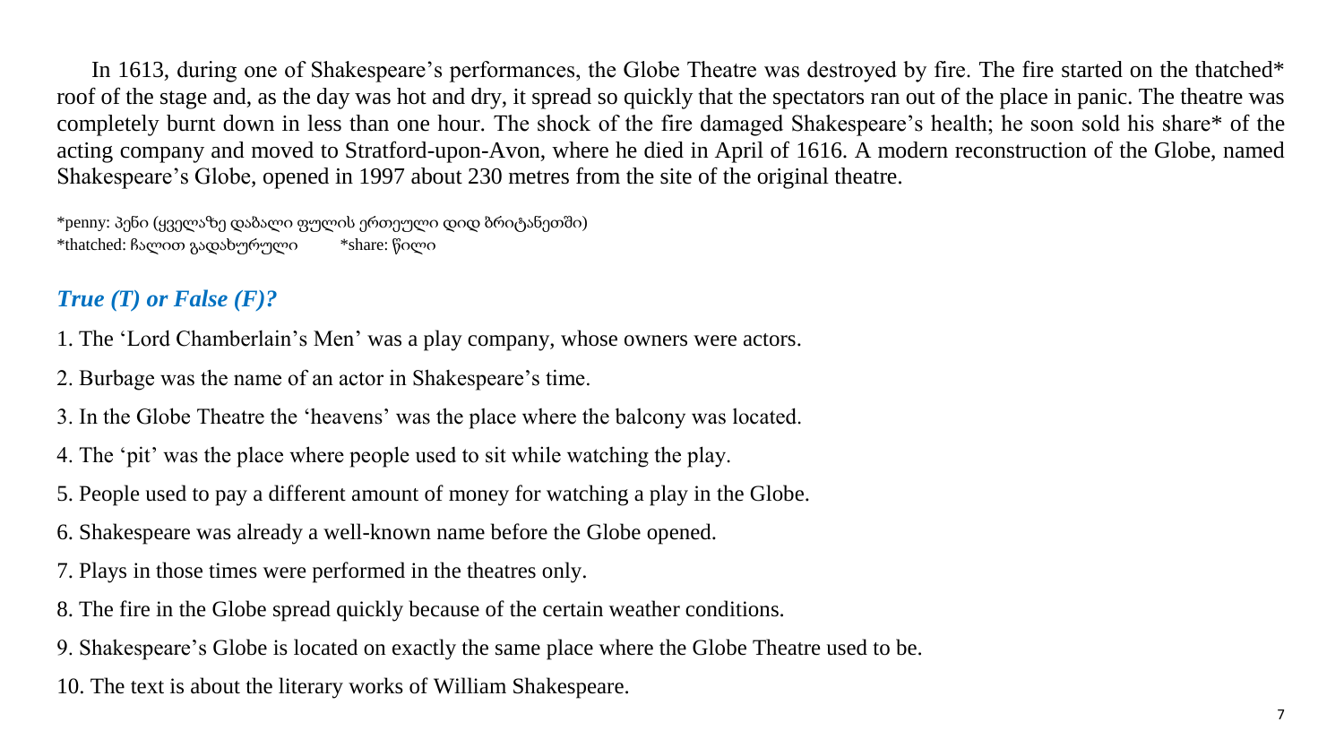In 1613, during one of Shakespeare's performances, the Globe Theatre was destroyed by fire. The fire started on the thatched* roof of the stage and, as the day was hot and dry, it spread so quickly that the spectators ran out of the place in panic. The theatre was completely burnt down in less than one hour. The shock of the fire damaged Shakespeare's health; he soon sold his share* of the acting company and moved to Stratford-upon-Avon, where he died in April of 1616. A modern reconstruction of the Globe, named Shakespeare's Globe, opened in 1997 about 230 metres from the site of the original theatre.

*penny: პენი (ყველაზე დაბალი ფულის ერთეული დიდ ბრიტანეთში)
*thatched: ჩალით გადახურული *share: წილი

### *True (T) or False (F)?*

1. The 'Lord Chamberlain's Men' was a play company, whose owners were actors.
2. Burbage was the name of an actor in Shakespeare's time.
3. In the Globe Theatre the 'heavens' was the place where the balcony was located.
4. The 'pit' was the place where people used to sit while watching the play.
5. People used to pay a different amount of money for watching a play in the Globe.
6. Shakespeare was already a well-known name before the Globe opened.
7. Plays in those times were performed in the theatres only.
8. The fire in the Globe spread quickly because of the certain weather conditions.
9. Shakespeare's Globe is located on exactly the same place where the Globe Theatre used to be.
10. The text is about the literary works of William Shakespeare.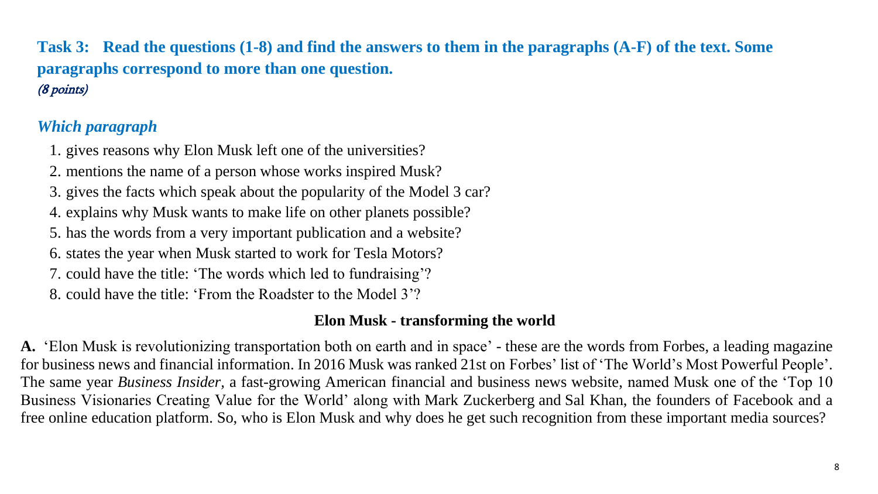**Task 3: Read the questions (1-8) and find the answers to them in the paragraphs (A-F) of the text. Some paragraphs correspond to more than one question.**
*(8 points)*

***Which paragraph***

1. gives reasons why Elon Musk left one of the universities?
2. mentions the name of a person whose works inspired Musk?
3. gives the facts which speak about the popularity of the Model 3 car?
4. explains why Musk wants to make life on other planets possible?
5. has the words from a very important publication and a website?
6. states the year when Musk started to work for Tesla Motors?
7. could have the title: 'The words which led to fundraising'?
8. could have the title: 'From the Roadster to the Model 3'?

## Elon Musk - transforming the world

**A.** 'Elon Musk is revolutionizing transportation both on earth and in space' - these are the words from Forbes, a leading magazine for business news and financial information. In 2016 Musk was ranked 21st on Forbes' list of 'The World's Most Powerful People'. The same year *Business Insider*, a fast-growing American financial and business news website, named Musk one of the 'Top 10 Business Visionaries Creating Value for the World' along with Mark Zuckerberg and Sal Khan, the founders of Facebook and a free online education platform. So, who is Elon Musk and why does he get such recognition from these important media sources?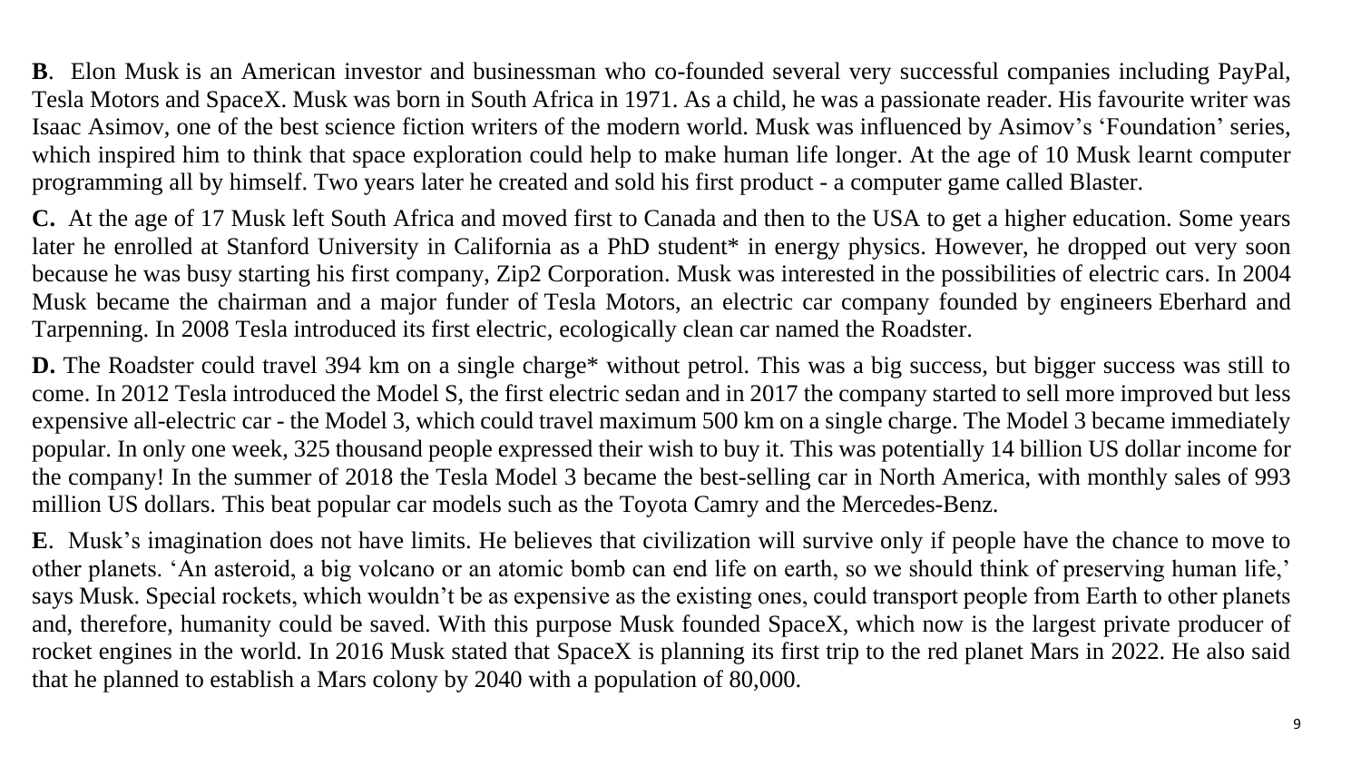**B**. Elon Musk is an American investor and businessman who co-founded several very successful companies including PayPal, Tesla Motors and SpaceX. Musk was born in South Africa in 1971. As a child, he was a passionate reader. His favourite writer was Isaac Asimov, one of the best science fiction writers of the modern world. Musk was influenced by Asimov's 'Foundation' series, which inspired him to think that space exploration could help to make human life longer. At the age of 10 Musk learnt computer programming all by himself. Two years later he created and sold his first product - a computer game called Blaster.

**C.** At the age of 17 Musk left South Africa and moved first to Canada and then to the USA to get a higher education. Some years later he enrolled at Stanford University in California as a PhD student* in energy physics. However, he dropped out very soon because he was busy starting his first company, Zip2 Corporation. Musk was interested in the possibilities of electric cars. In 2004 Musk became the chairman and a major funder of Tesla Motors, an electric car company founded by engineers Eberhard and Tarpenning. In 2008 Tesla introduced its first electric, ecologically clean car named the Roadster.

**D.** The Roadster could travel 394 km on a single charge* without petrol. This was a big success, but bigger success was still to come. In 2012 Tesla introduced the Model S, the first electric sedan and in 2017 the company started to sell more improved but less expensive all-electric car - the Model 3, which could travel maximum 500 km on a single charge. The Model 3 became immediately popular. In only one week, 325 thousand people expressed their wish to buy it. This was potentially 14 billion US dollar income for the company! In the summer of 2018 the Tesla Model 3 became the best-selling car in North America, with monthly sales of 993 million US dollars. This beat popular car models such as the Toyota Camry and the Mercedes-Benz.

**E**. Musk's imagination does not have limits. He believes that civilization will survive only if people have the chance to move to other planets. 'An asteroid, a big volcano or an atomic bomb can end life on earth, so we should think of preserving human life,' says Musk. Special rockets, which wouldn't be as expensive as the existing ones, could transport people from Earth to other planets and, therefore, humanity could be saved. With this purpose Musk founded SpaceX, which now is the largest private producer of rocket engines in the world. In 2016 Musk stated that SpaceX is planning its first trip to the red planet Mars in 2022. He also said that he planned to establish a Mars colony by 2040 with a population of 80,000.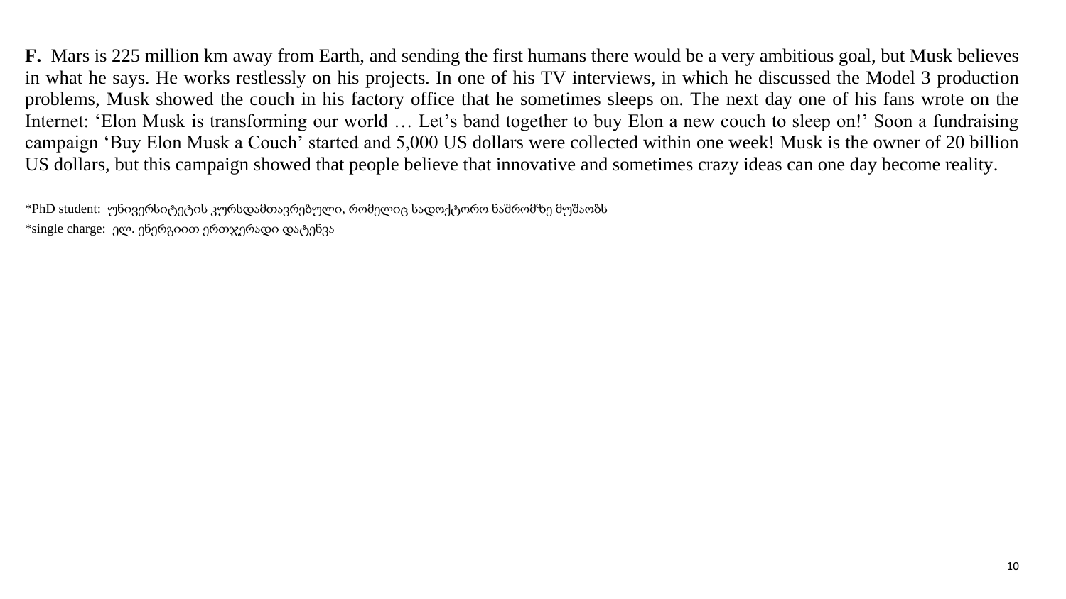**F.** Mars is 225 million km away from Earth, and sending the first humans there would be a very ambitious goal, but Musk believes in what he says. He works restlessly on his projects. In one of his TV interviews, in which he discussed the Model 3 production problems, Musk showed the couch in his factory office that he sometimes sleeps on. The next day one of his fans wrote on the Internet: 'Elon Musk is transforming our world … Let's band together to buy Elon a new couch to sleep on!' Soon a fundraising campaign 'Buy Elon Musk a Couch' started and 5,000 US dollars were collected within one week! Musk is the owner of 20 billion US dollars, but this campaign showed that people believe that innovative and sometimes crazy ideas can one day become reality.

*PhD student: უნივერსიტეტის კურსდამთავრებული, რომელიც სადოქტორო ნაშრომზე მუშაობს

*single charge: ელ. ენერგიით ერთჯერადი დატენვა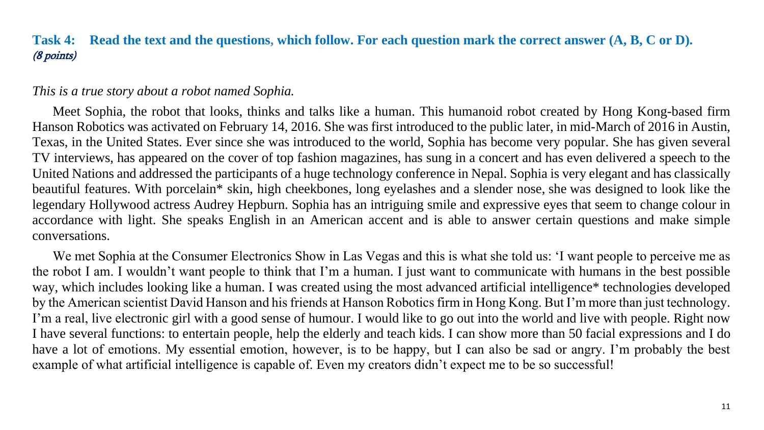### Task 4: Read the text and the questions, which follow. For each question mark the correct answer (A, B, C or D).

*(8 points)*

*This is a true story about a robot named Sophia.*

Meet Sophia, the robot that looks, thinks and talks like a human. This humanoid robot created by Hong Kong-based firm Hanson Robotics was activated on February 14, 2016. She was first introduced to the public later, in mid-March of 2016 in Austin, Texas, in the United States. Ever since she was introduced to the world, Sophia has become very popular. She has given several TV interviews, has appeared on the cover of top fashion magazines, has sung in a concert and has even delivered a speech to the United Nations and addressed the participants of a huge technology conference in Nepal. Sophia is very elegant and has classically beautiful features. With porcelain* skin, high cheekbones, long eyelashes and a slender nose, she was designed to look like the legendary Hollywood actress Audrey Hepburn. Sophia has an intriguing smile and expressive eyes that seem to change colour in accordance with light. She speaks English in an American accent and is able to answer certain questions and make simple conversations.

We met Sophia at the Consumer Electronics Show in Las Vegas and this is what she told us: 'I want people to perceive me as the robot I am. I wouldn't want people to think that I'm a human. I just want to communicate with humans in the best possible way, which includes looking like a human. I was created using the most advanced artificial intelligence* technologies developed by the American scientist David Hanson and his friends at Hanson Robotics firm in Hong Kong. But I'm more than just technology. I'm a real, live electronic girl with a good sense of humour. I would like to go out into the world and live with people. Right now I have several functions: to entertain people, help the elderly and teach kids. I can show more than 50 facial expressions and I do have a lot of emotions. My essential emotion, however, is to be happy, but I can also be sad or angry. I'm probably the best example of what artificial intelligence is capable of. Even my creators didn't expect me to be so successful!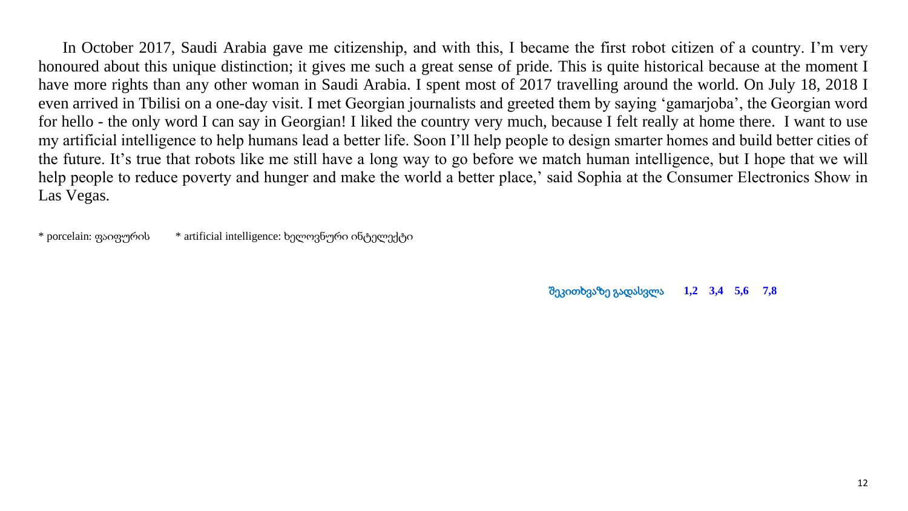In October 2017, Saudi Arabia gave me citizenship, and with this, I became the first robot citizen of a country. I'm very honoured about this unique distinction; it gives me such a great sense of pride. This is quite historical because at the moment I have more rights than any other woman in Saudi Arabia. I spent most of 2017 travelling around the world. On July 18, 2018 I even arrived in Tbilisi on a one-day visit. I met Georgian journalists and greeted them by saying 'gamarjoba', the Georgian word for hello - the only word I can say in Georgian! I liked the country very much, because I felt really at home there. I want to use my artificial intelligence to help humans lead a better life. Soon I'll help people to design smarter homes and build better cities of the future. It's true that robots like me still have a long way to go before we match human intelligence, but I hope that we will help people to reduce poverty and hunger and make the world a better place,' said Sophia at the Consumer Electronics Show in Las Vegas.

* porcelain: ფაიფურის     * artificial intelligence: ხელოვნური ინტელექტი

**შეკითხვაზე გადასვლა 1,2 3,4 5,6 7,8**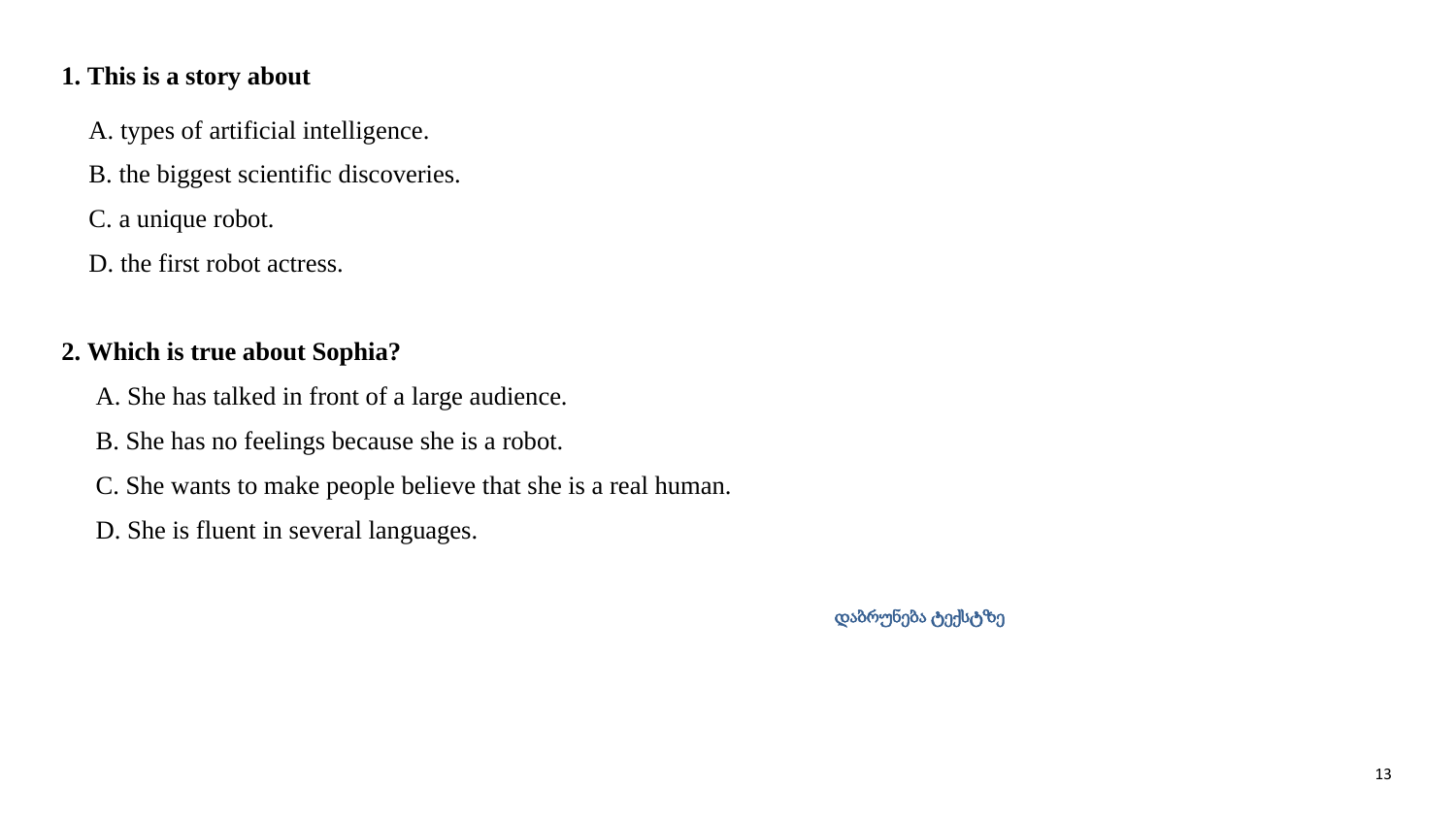**1. This is a story about**

A. types of artificial intelligence.

B. the biggest scientific discoveries.

C. a unique robot.

D. the first robot actress.

**2. Which is true about Sophia?**

A. She has talked in front of a large audience.

B. She has no feelings because she is a robot.

C. She wants to make people believe that she is a real human.

D. She is fluent in several languages.

დაბრუნება ტექსტზე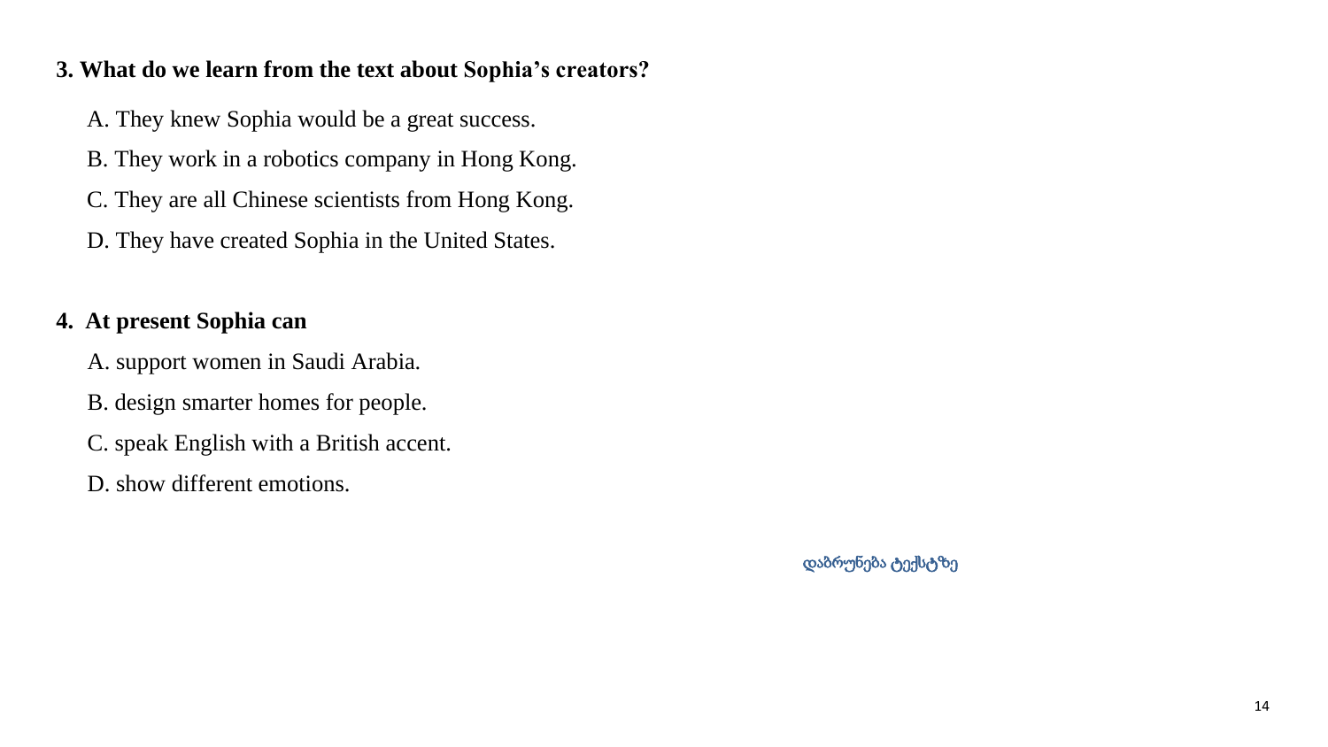**3. What do we learn from the text about Sophia's creators?**

A. They knew Sophia would be a great success.

B. They work in a robotics company in Hong Kong.

C. They are all Chinese scientists from Hong Kong.

D. They have created Sophia in the United States.

**4. At present Sophia can**

A. support women in Saudi Arabia.

B. design smarter homes for people.

C. speak English with a British accent.

D. show different emotions.

დაბრუნება ტექსტზე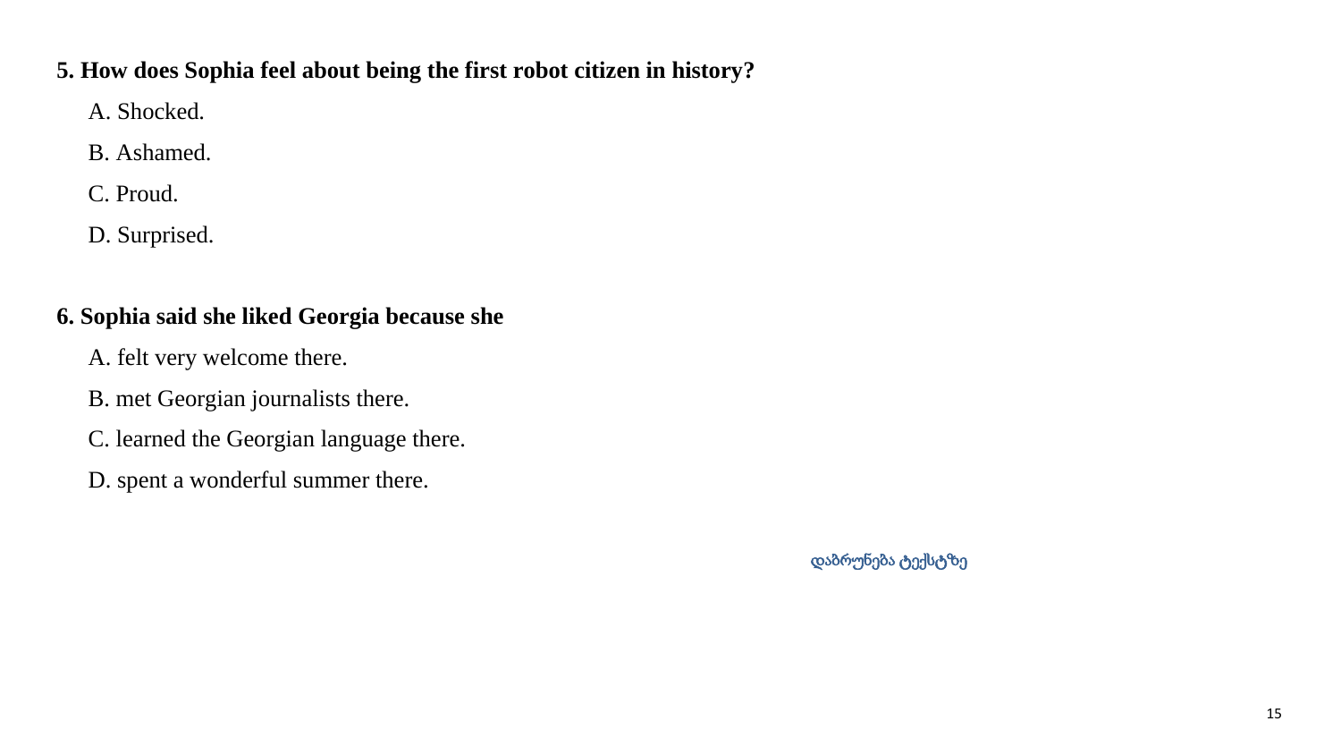**5. How does Sophia feel about being the first robot citizen in history?**

A. Shocked.

B. Ashamed.

C. Proud.

D. Surprised.

**6. Sophia said she liked Georgia because she**

A. felt very welcome there.

B. met Georgian journalists there.

C. learned the Georgian language there.

D. spent a wonderful summer there.

დაბრუნება ტექსტზე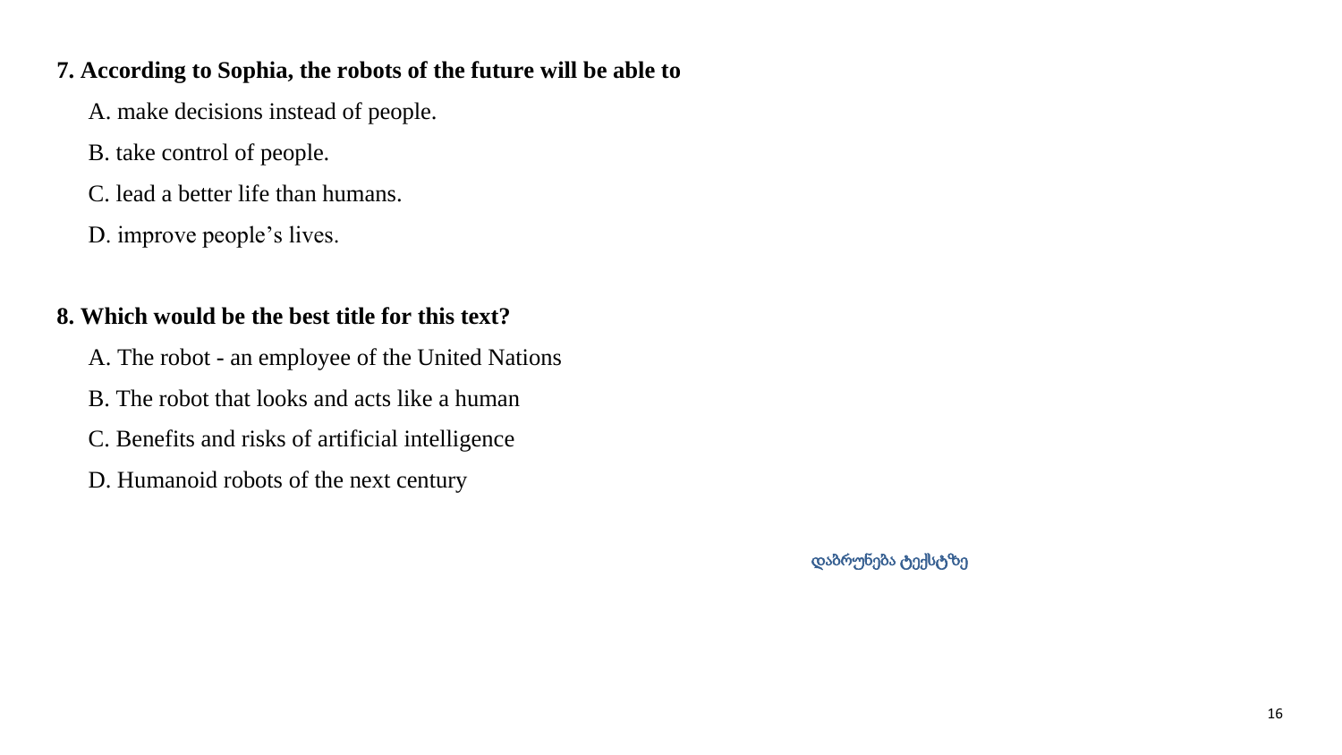**7. According to Sophia, the robots of the future will be able to**

A. make decisions instead of people.

B. take control of people.

C. lead a better life than humans.

D. improve people's lives.

**8. Which would be the best title for this text?**

A. The robot - an employee of the United Nations

B. The robot that looks and acts like a human

C. Benefits and risks of artificial intelligence

D. Humanoid robots of the next century

დაბრუნება ტექსტზე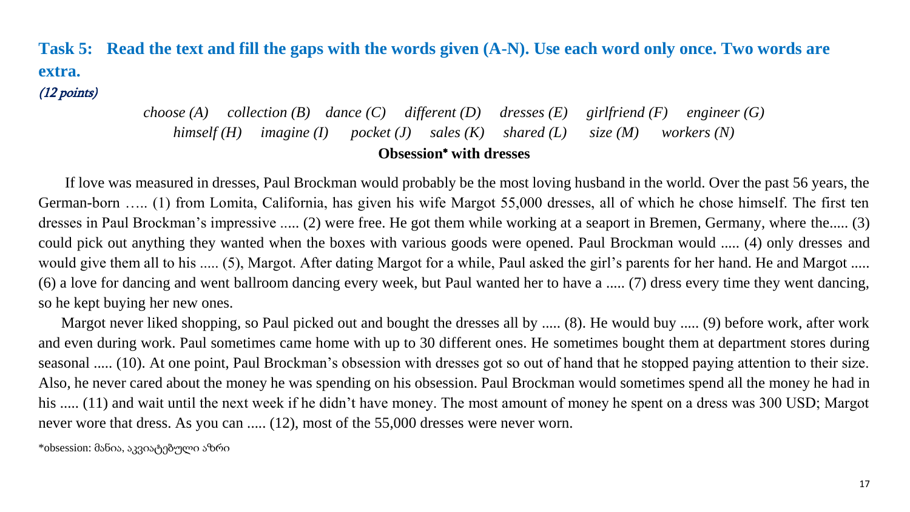**Task 5: Read the text and fill the gaps with the words given (A-N). Use each word only once. Two words are extra.**

*(12 points)*

*choose (A)* *collection (B)* *dance (C)* *different (D)* *dresses (E)* *girlfriend (F)* *engineer (G)*
*himself (H)* *imagine (I)* *pocket (J)* *sales (K)* *shared (L)* *size (M)* *workers (N)*

**Obsession* with dresses**

If love was measured in dresses, Paul Brockman would probably be the most loving husband in the world. Over the past 56 years, the German-born ….. (1) from Lomita, California, has given his wife Margot 55,000 dresses, all of which he chose himself. The first ten dresses in Paul Brockman's impressive ..... (2) were free. He got them while working at a seaport in Bremen, Germany, where the..... (3) could pick out anything they wanted when the boxes with various goods were opened. Paul Brockman would ..... (4) only dresses and would give them all to his ..... (5), Margot. After dating Margot for a while, Paul asked the girl's parents for her hand. He and Margot ..... (6) a love for dancing and went ballroom dancing every week, but Paul wanted her to have a ..... (7) dress every time they went dancing, so he kept buying her new ones.

Margot never liked shopping, so Paul picked out and bought the dresses all by ..... (8). He would buy ..... (9) before work, after work and even during work. Paul sometimes came home with up to 30 different ones. He sometimes bought them at department stores during seasonal ..... (10). At one point, Paul Brockman's obsession with dresses got so out of hand that he stopped paying attention to their size. Also, he never cared about the money he was spending on his obsession. Paul Brockman would sometimes spend all the money he had in his ..... (11) and wait until the next week if he didn't have money. The most amount of money he spent on a dress was 300 USD; Margot never wore that dress. As you can ..... (12), most of the 55,000 dresses were never worn.

*obsession: მანია, აკვიატებული აზრი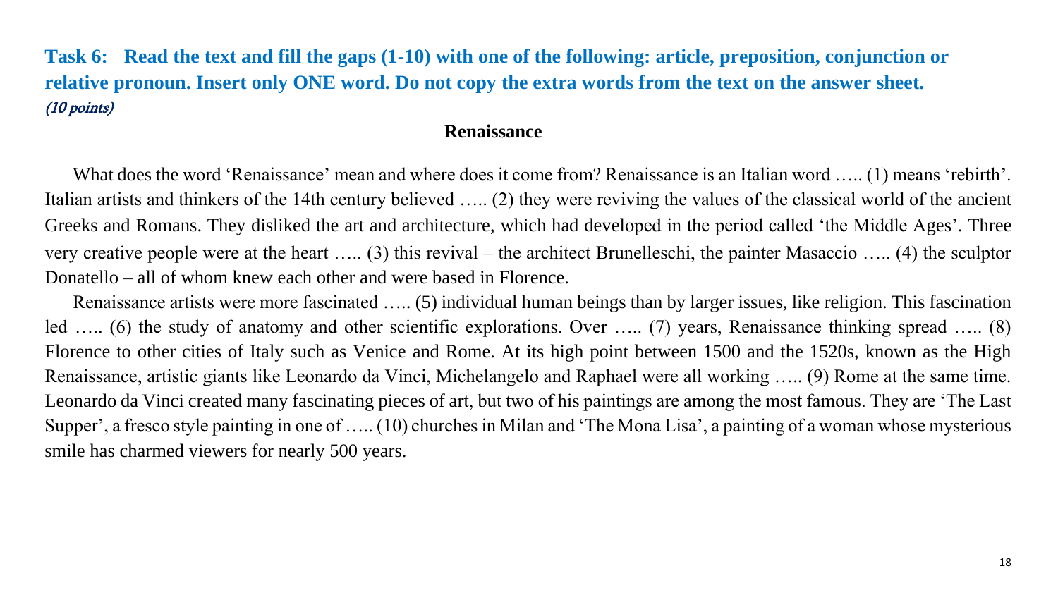**Task 6: Read the text and fill the gaps (1-10) with one of the following: article, preposition, conjunction or relative pronoun. Insert only ONE word. Do not copy the extra words from the text on the answer sheet.** *(10 points)*

## Renaissance

What does the word 'Renaissance' mean and where does it come from? Renaissance is an Italian word ….. (1) means 'rebirth'. Italian artists and thinkers of the 14th century believed ….. (2) they were reviving the values of the classical world of the ancient Greeks and Romans. They disliked the art and architecture, which had developed in the period called 'the Middle Ages'. Three very creative people were at the heart ….. (3) this revival – the architect Brunelleschi, the painter Masaccio ….. (4) the sculptor Donatello – all of whom knew each other and were based in Florence.

Renaissance artists were more fascinated ….. (5) individual human beings than by larger issues, like religion. This fascination led ….. (6) the study of anatomy and other scientific explorations. Over ….. (7) years, Renaissance thinking spread ….. (8) Florence to other cities of Italy such as Venice and Rome. At its high point between 1500 and the 1520s, known as the High Renaissance, artistic giants like Leonardo da Vinci, Michelangelo and Raphael were all working ….. (9) Rome at the same time. Leonardo da Vinci created many fascinating pieces of art, but two of his paintings are among the most famous. They are 'The Last Supper', a fresco style painting in one of ….. (10) churches in Milan and 'The Mona Lisa', a painting of a woman whose mysterious smile has charmed viewers for nearly 500 years.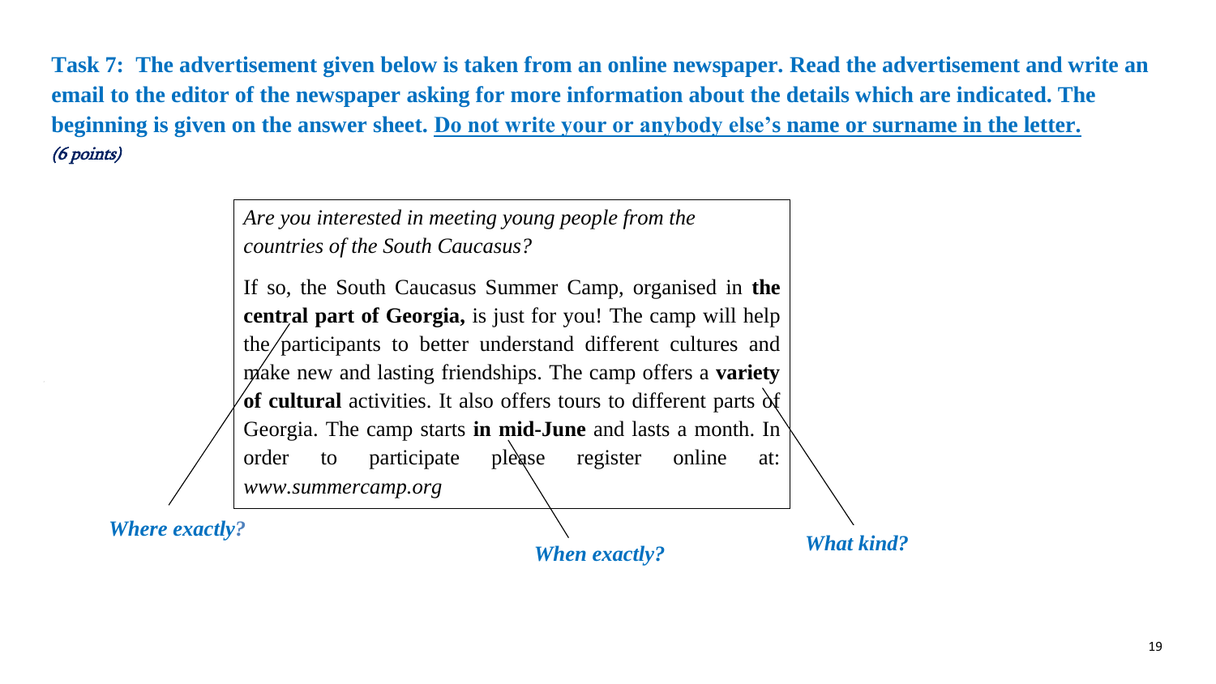**Task 7: The advertisement given below is taken from an online newspaper. Read the advertisement and write an email to the editor of the newspaper asking for more information about the details which are indicated. The beginning is given on the answer sheet. Do not write your or anybody else's name or surname in the letter.** *(6 points)*

> *Are you interested in meeting young people from the countries of the South Caucasus?*
>
> If so, the South Caucasus Summer Camp, organised in **the central part of Georgia,** is just for you! The camp will help the participants to better understand different cultures and make new and lasting friendships. The camp offers a **variety of cultural** activities. It also offers tours to different parts of Georgia. The camp starts **in mid-June** and lasts a month. In order to participate please register online at: *www.summercamp.org*

***Where exactly?***

***When exactly?***

***What kind?***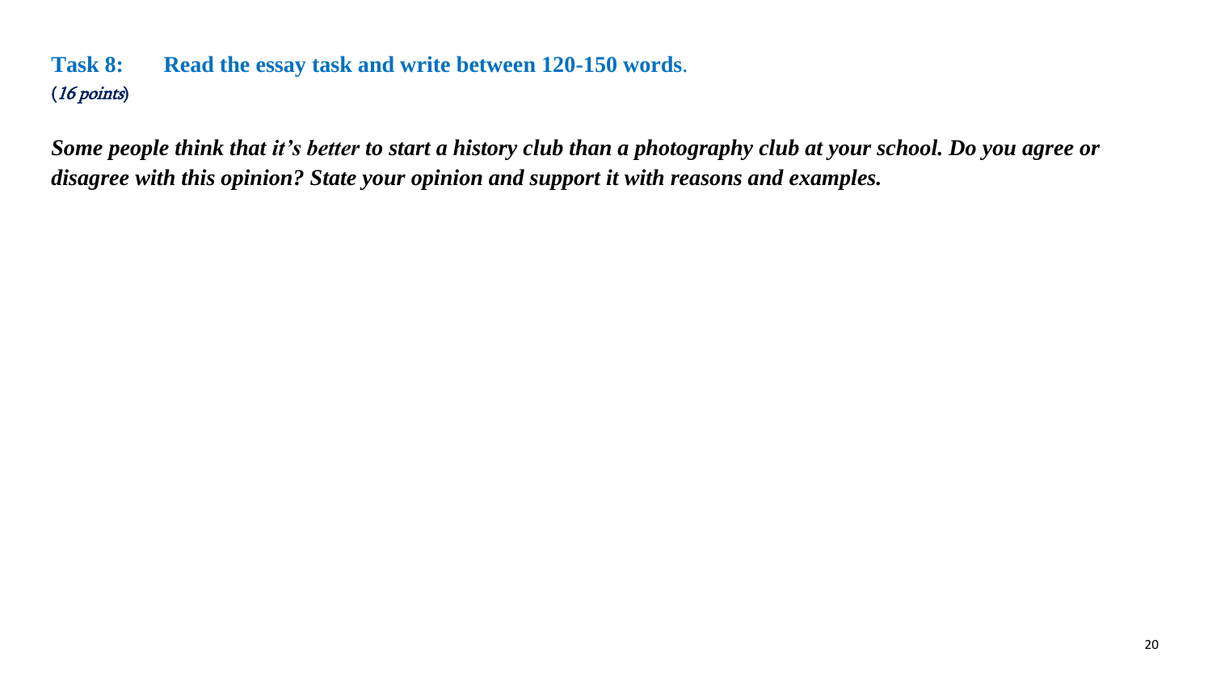**Task 8: Read the essay task and write between 120-150 words.**
(*16 points*)

***Some people think that it's better to start a history club than a photography club at your school. Do you agree or disagree with this opinion? State your opinion and support it with reasons and examples.***